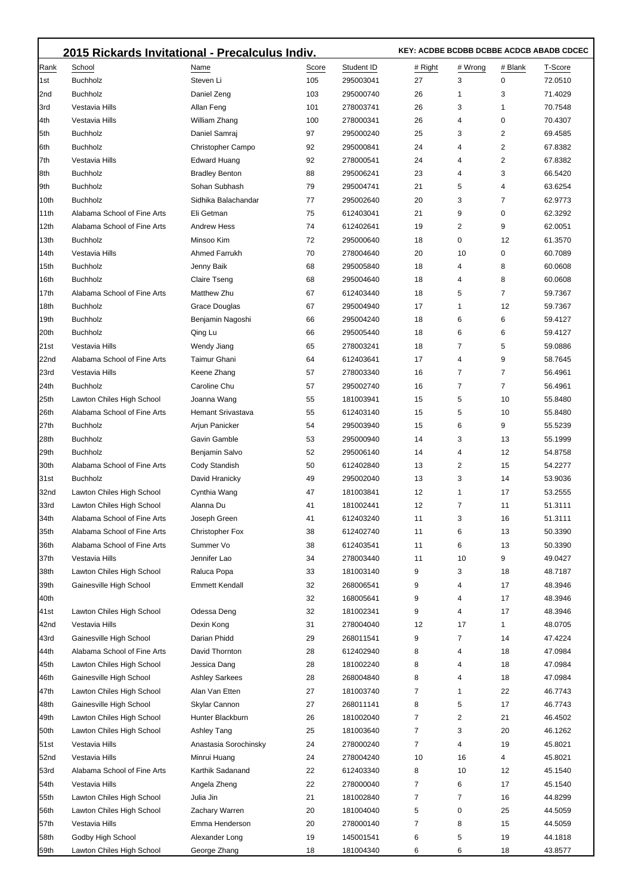## 2015 Rickards Invitational - Precalculus Indiv.

**KEY: ACDBE BCDBB DCBBE ACDCB ABADB CDCEC**

| Rank | School | Name | Score | Student ID | # Right | # Wrong | # Blank | T-Score |
|---|---|---|---|---|---|---|---|---|
| 1st | Buchholz | Steven Li | 105 | 295003041 | 27 | 3 | 0 | 72.0510 |
| 2nd | Buchholz | Daniel Zeng | 103 | 295000740 | 26 | 1 | 3 | 71.4029 |
| 3rd | Vestavia Hills | Allan Feng | 101 | 278003741 | 26 | 3 | 1 | 70.7548 |
| 4th | Vestavia Hills | William Zhang | 100 | 278000341 | 26 | 4 | 0 | 70.4307 |
| 5th | Buchholz | Daniel Samraj | 97 | 295000240 | 25 | 3 | 2 | 69.4585 |
| 6th | Buchholz | Christopher Campo | 92 | 295000841 | 24 | 4 | 2 | 67.8382 |
| 7th | Vestavia Hills | Edward Huang | 92 | 278000541 | 24 | 4 | 2 | 67.8382 |
| 8th | Buchholz | Bradley Benton | 88 | 295006241 | 23 | 4 | 3 | 66.5420 |
| 9th | Buchholz | Sohan Subhash | 79 | 295004741 | 21 | 5 | 4 | 63.6254 |
| 10th | Buchholz | Sidhika Balachandar | 77 | 295002640 | 20 | 3 | 7 | 62.9773 |
| 11th | Alabama School of Fine Arts | Eli Getman | 75 | 612403041 | 21 | 9 | 0 | 62.3292 |
| 12th | Alabama School of Fine Arts | Andrew Hess | 74 | 612402641 | 19 | 2 | 9 | 62.0051 |
| 13th | Buchholz | Minsoo Kim | 72 | 295000640 | 18 | 0 | 12 | 61.3570 |
| 14th | Vestavia Hills | Ahmed Farrukh | 70 | 278004640 | 20 | 10 | 0 | 60.7089 |
| 15th | Buchholz | Jenny Baik | 68 | 295005840 | 18 | 4 | 8 | 60.0608 |
| 16th | Buchholz | Claire Tseng | 68 | 295004640 | 18 | 4 | 8 | 60.0608 |
| 17th | Alabama School of Fine Arts | Matthew Zhu | 67 | 612403440 | 18 | 5 | 7 | 59.7367 |
| 18th | Buchholz | Grace Douglas | 67 | 295004940 | 17 | 1 | 12 | 59.7367 |
| 19th | Buchholz | Benjamin Nagoshi | 66 | 295004240 | 18 | 6 | 6 | 59.4127 |
| 20th | Buchholz | Qing Lu | 66 | 295005440 | 18 | 6 | 6 | 59.4127 |
| 21st | Vestavia Hills | Wendy Jiang | 65 | 278003241 | 18 | 7 | 5 | 59.0886 |
| 22nd | Alabama School of Fine Arts | Taimur Ghani | 64 | 612403641 | 17 | 4 | 9 | 58.7645 |
| 23rd | Vestavia Hills | Keene Zhang | 57 | 278003340 | 16 | 7 | 7 | 56.4961 |
| 24th | Buchholz | Caroline Chu | 57 | 295002740 | 16 | 7 | 7 | 56.4961 |
| 25th | Lawton Chiles High School | Joanna Wang | 55 | 181003941 | 15 | 5 | 10 | 55.8480 |
| 26th | Alabama School of Fine Arts | Hemant Srivastava | 55 | 612403140 | 15 | 5 | 10 | 55.8480 |
| 27th | Buchholz | Arjun Panicker | 54 | 295003940 | 15 | 6 | 9 | 55.5239 |
| 28th | Buchholz | Gavin Gamble | 53 | 295000940 | 14 | 3 | 13 | 55.1999 |
| 29th | Buchholz | Benjamin Salvo | 52 | 295006140 | 14 | 4 | 12 | 54.8758 |
| 30th | Alabama School of Fine Arts | Cody Standish | 50 | 612402840 | 13 | 2 | 15 | 54.2277 |
| 31st | Buchholz | David Hranicky | 49 | 295002040 | 13 | 3 | 14 | 53.9036 |
| 32nd | Lawton Chiles High School | Cynthia Wang | 47 | 181003841 | 12 | 1 | 17 | 53.2555 |
| 33rd | Lawton Chiles High School | Alanna Du | 41 | 181002441 | 12 | 7 | 11 | 51.3111 |
| 34th | Alabama School of Fine Arts | Joseph Green | 41 | 612403240 | 11 | 3 | 16 | 51.3111 |
| 35th | Alabama School of Fine Arts | Christopher Fox | 38 | 612402740 | 11 | 6 | 13 | 50.3390 |
| 36th | Alabama School of Fine Arts | Summer Vo | 38 | 612403541 | 11 | 6 | 13 | 50.3390 |
| 37th | Vestavia Hills | Jennifer Lao | 34 | 278003440 | 11 | 10 | 9 | 49.0427 |
| 38th | Lawton Chiles High School | Raluca Popa | 33 | 181003140 | 9 | 3 | 18 | 48.7187 |
| 39th | Gainesville High School | Emmett Kendall | 32 | 268006541 | 9 | 4 | 17 | 48.3946 |
| 40th | | | 32 | 168005641 | 9 | 4 | 17 | 48.3946 |
| 41st | Lawton Chiles High School | Odessa Deng | 32 | 181002341 | 9 | 4 | 17 | 48.3946 |
| 42nd | Vestavia Hills | Dexin Kong | 31 | 278004040 | 12 | 17 | 1 | 48.0705 |
| 43rd | Gainesville High School | Darian Phidd | 29 | 268011541 | 9 | 7 | 14 | 47.4224 |
| 44th | Alabama School of Fine Arts | David Thornton | 28 | 612402940 | 8 | 4 | 18 | 47.0984 |
| 45th | Lawton Chiles High School | Jessica Dang | 28 | 181002240 | 8 | 4 | 18 | 47.0984 |
| 46th | Gainesville High School | Ashley Sarkees | 28 | 268004840 | 8 | 4 | 18 | 47.0984 |
| 47th | Lawton Chiles High School | Alan Van Etten | 27 | 181003740 | 7 | 1 | 22 | 46.7743 |
| 48th | Gainesville High School | Skylar Cannon | 27 | 268011141 | 8 | 5 | 17 | 46.7743 |
| 49th | Lawton Chiles High School | Hunter Blackburn | 26 | 181002040 | 7 | 2 | 21 | 46.4502 |
| 50th | Lawton Chiles High School | Ashley Tang | 25 | 181003640 | 7 | 3 | 20 | 46.1262 |
| 51st | Vestavia Hills | Anastasia Sorochinsky | 24 | 278000240 | 7 | 4 | 19 | 45.8021 |
| 52nd | Vestavia Hills | Minrui Huang | 24 | 278004240 | 10 | 16 | 4 | 45.8021 |
| 53rd | Alabama School of Fine Arts | Karthik Sadanand | 22 | 612403340 | 8 | 10 | 12 | 45.1540 |
| 54th | Vestavia Hills | Angela Zheng | 22 | 278000040 | 7 | 6 | 17 | 45.1540 |
| 55th | Lawton Chiles High School | Julia Jin | 21 | 181002840 | 7 | 7 | 16 | 44.8299 |
| 56th | Lawton Chiles High School | Zachary Warren | 20 | 181004040 | 5 | 0 | 25 | 44.5059 |
| 57th | Vestavia Hills | Emma Henderson | 20 | 278000140 | 7 | 8 | 15 | 44.5059 |
| 58th | Godby High School | Alexander Long | 19 | 145001541 | 6 | 5 | 19 | 44.1818 |
| 59th | Lawton Chiles High School | George Zhang | 18 | 181004340 | 6 | 6 | 18 | 43.8577 |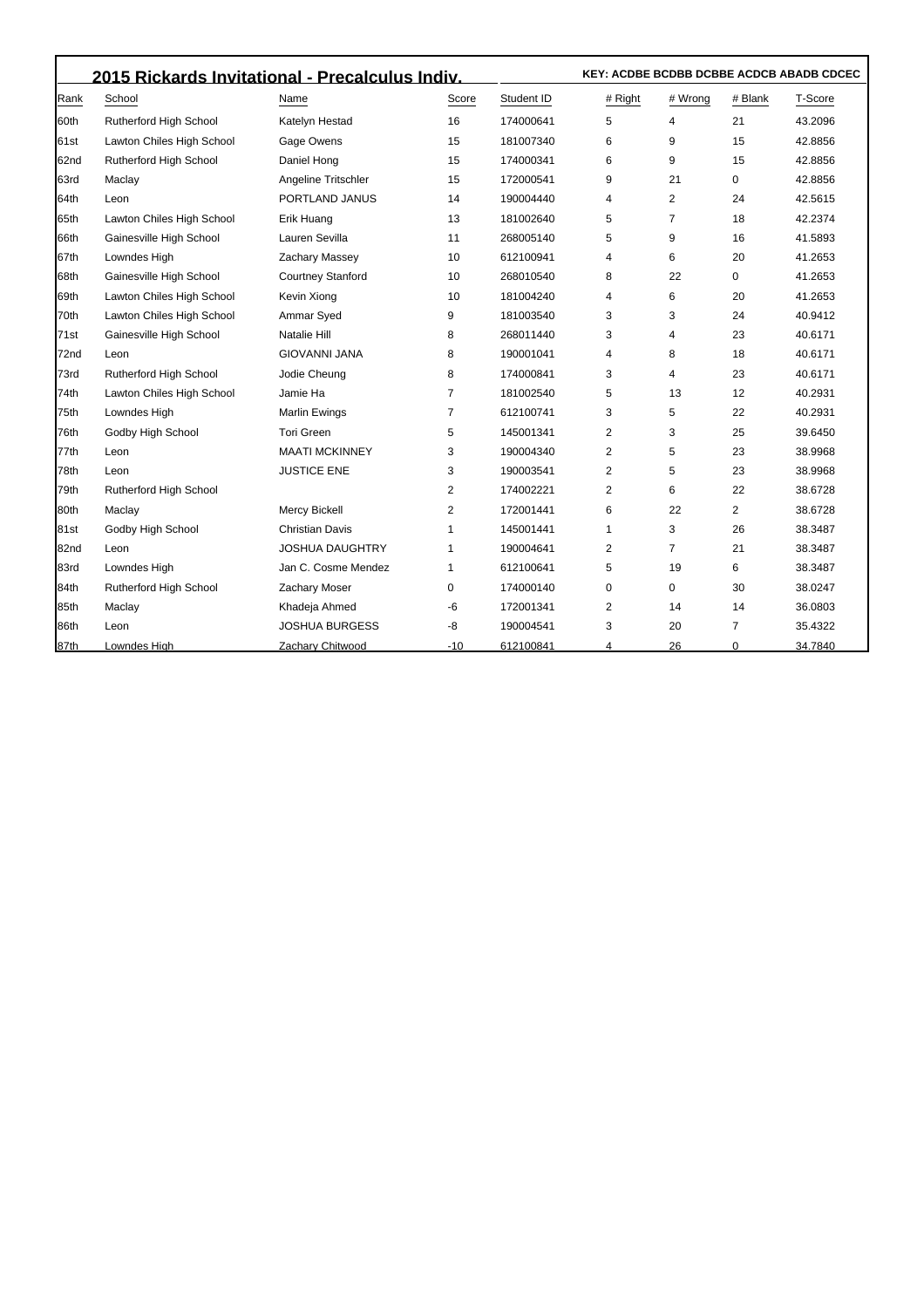## 2015 Rickards Invitational - Precalculus Indiv.

**KEY: ACDBE BCDBB DCBBE ACDCB ABADB CDCEC**

| Rank | School | Name | Score | Student ID | # Right | # Wrong | # Blank | T-Score |
|---|---|---|---|---|---|---|---|---|
| 60th | Rutherford High School | Katelyn Hestad | 16 | 174000641 | 5 | 4 | 21 | 43.2096 |
| 61st | Lawton Chiles High School | Gage Owens | 15 | 181007340 | 6 | 9 | 15 | 42.8856 |
| 62nd | Rutherford High School | Daniel Hong | 15 | 174000341 | 6 | 9 | 15 | 42.8856 |
| 63rd | Maclay | Angeline Tritschler | 15 | 172000541 | 9 | 21 | 0 | 42.8856 |
| 64th | Leon | PORTLAND JANUS | 14 | 190004440 | 4 | 2 | 24 | 42.5615 |
| 65th | Lawton Chiles High School | Erik Huang | 13 | 181002640 | 5 | 7 | 18 | 42.2374 |
| 66th | Gainesville High School | Lauren Sevilla | 11 | 268005140 | 5 | 9 | 16 | 41.5893 |
| 67th | Lowndes High | Zachary Massey | 10 | 612100941 | 4 | 6 | 20 | 41.2653 |
| 68th | Gainesville High School | Courtney Stanford | 10 | 268010540 | 8 | 22 | 0 | 41.2653 |
| 69th | Lawton Chiles High School | Kevin Xiong | 10 | 181004240 | 4 | 6 | 20 | 41.2653 |
| 70th | Lawton Chiles High School | Ammar Syed | 9 | 181003540 | 3 | 3 | 24 | 40.9412 |
| 71st | Gainesville High School | Natalie Hill | 8 | 268011440 | 3 | 4 | 23 | 40.6171 |
| 72nd | Leon | GIOVANNI JANA | 8 | 190001041 | 4 | 8 | 18 | 40.6171 |
| 73rd | Rutherford High School | Jodie Cheung | 8 | 174000841 | 3 | 4 | 23 | 40.6171 |
| 74th | Lawton Chiles High School | Jamie Ha | 7 | 181002540 | 5 | 13 | 12 | 40.2931 |
| 75th | Lowndes High | Marlin Ewings | 7 | 612100741 | 3 | 5 | 22 | 40.2931 |
| 76th | Godby High School | Tori Green | 5 | 145001341 | 2 | 3 | 25 | 39.6450 |
| 77th | Leon | MAATI MCKINNEY | 3 | 190004340 | 2 | 5 | 23 | 38.9968 |
| 78th | Leon | JUSTICE ENE | 3 | 190003541 | 2 | 5 | 23 | 38.9968 |
| 79th | Rutherford High School | | 2 | 174002221 | 2 | 6 | 22 | 38.6728 |
| 80th | Maclay | Mercy Bickell | 2 | 172001441 | 6 | 22 | 2 | 38.6728 |
| 81st | Godby High School | Christian Davis | 1 | 145001441 | 1 | 3 | 26 | 38.3487 |
| 82nd | Leon | JOSHUA DAUGHTRY | 1 | 190004641 | 2 | 7 | 21 | 38.3487 |
| 83rd | Lowndes High | Jan C. Cosme Mendez | 1 | 612100641 | 5 | 19 | 6 | 38.3487 |
| 84th | Rutherford High School | Zachary Moser | 0 | 174000140 | 0 | 0 | 30 | 38.0247 |
| 85th | Maclay | Khadeja Ahmed | -6 | 172001341 | 2 | 14 | 14 | 36.0803 |
| 86th | Leon | JOSHUA BURGESS | -8 | 190004541 | 3 | 20 | 7 | 35.4322 |
| 87th | Lowndes High | Zachary Chitwood | -10 | 612100841 | 4 | 26 | 0 | 34.7840 |